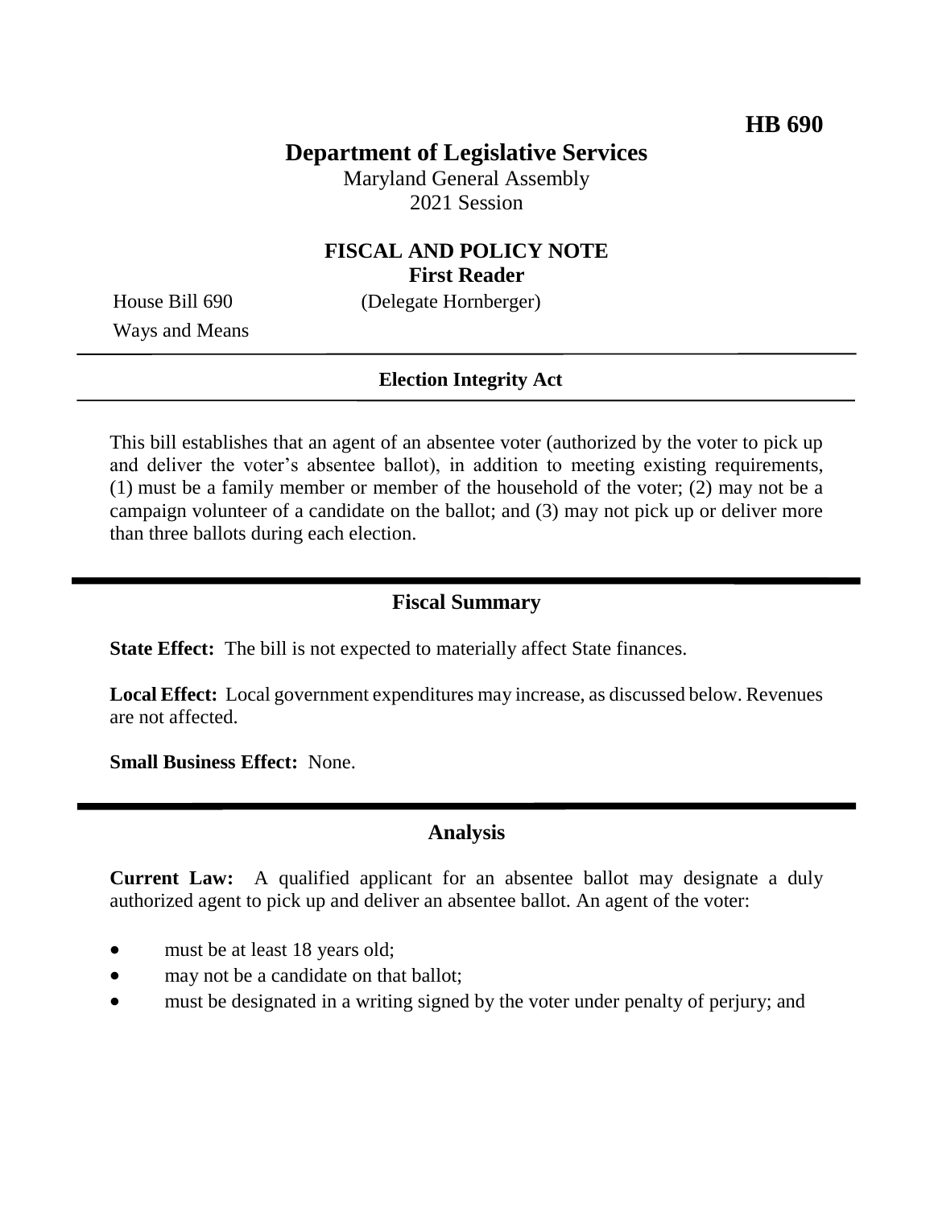**HB 690**

# Department of Legislative Services

Maryland General Assembly
2021 Session

## FISCAL AND POLICY NOTE
**First Reader**

House Bill 690 (Delegate Hornberger)
Ways and Means

**Election Integrity Act**

This bill establishes that an agent of an absentee voter (authorized by the voter to pick up and deliver the voter's absentee ballot), in addition to meeting existing requirements, (1) must be a family member or member of the household of the voter; (2) may not be a campaign volunteer of a candidate on the ballot; and (3) may not pick up or deliver more than three ballots during each election.

## Fiscal Summary

**State Effect:** The bill is not expected to materially affect State finances.

**Local Effect:** Local government expenditures may increase, as discussed below. Revenues are not affected.

**Small Business Effect:** None.

## Analysis

**Current Law:** A qualified applicant for an absentee ballot may designate a duly authorized agent to pick up and deliver an absentee ballot. An agent of the voter:

- must be at least 18 years old;
- may not be a candidate on that ballot;
- must be designated in a writing signed by the voter under penalty of perjury; and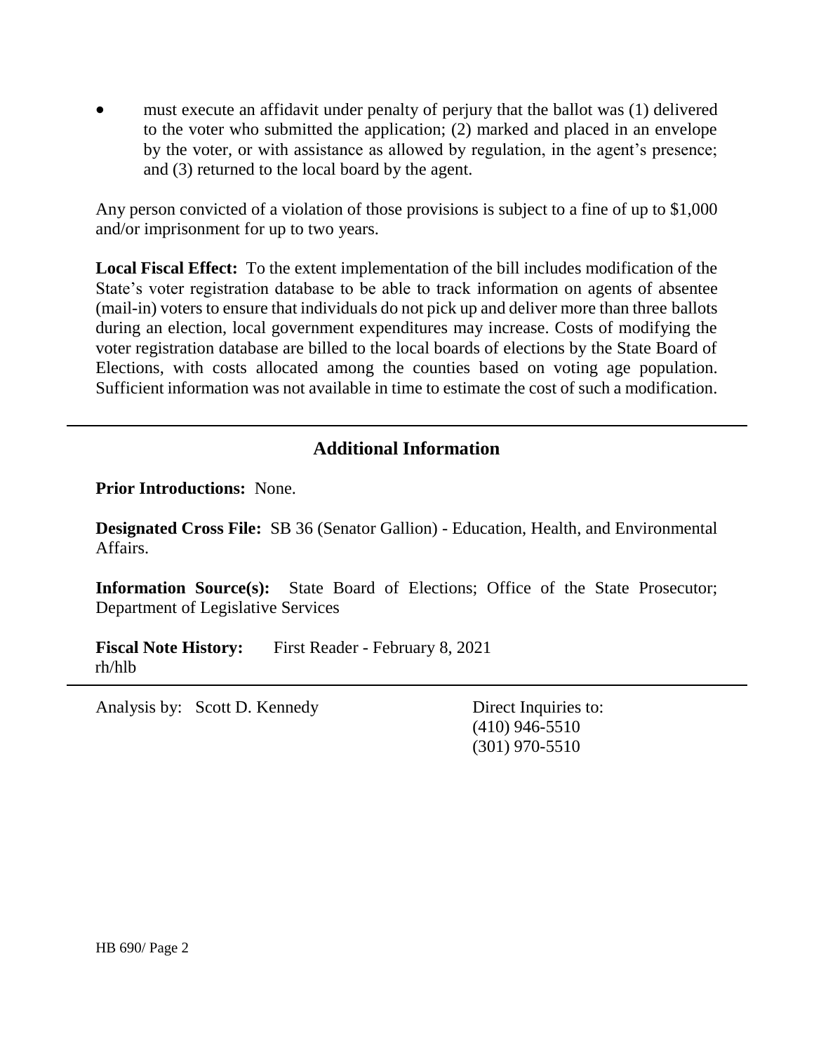- must execute an affidavit under penalty of perjury that the ballot was (1) delivered to the voter who submitted the application; (2) marked and placed in an envelope by the voter, or with assistance as allowed by regulation, in the agent's presence; and (3) returned to the local board by the agent.

Any person convicted of a violation of those provisions is subject to a fine of up to $1,000 and/or imprisonment for up to two years.

**Local Fiscal Effect:** To the extent implementation of the bill includes modification of the State's voter registration database to be able to track information on agents of absentee (mail-in) voters to ensure that individuals do not pick up and deliver more than three ballots during an election, local government expenditures may increase. Costs of modifying the voter registration database are billed to the local boards of elections by the State Board of Elections, with costs allocated among the counties based on voting age population. Sufficient information was not available in time to estimate the cost of such a modification.

## Additional Information

**Prior Introductions:** None.

**Designated Cross File:** SB 36 (Senator Gallion) - Education, Health, and Environmental Affairs.

**Information Source(s):** State Board of Elections; Office of the State Prosecutor; Department of Legislative Services

**Fiscal Note History:** First Reader - February 8, 2021
rh/hlb

Analysis by: Scott D. Kennedy

Direct Inquiries to:
(410) 946-5510
(301) 970-5510